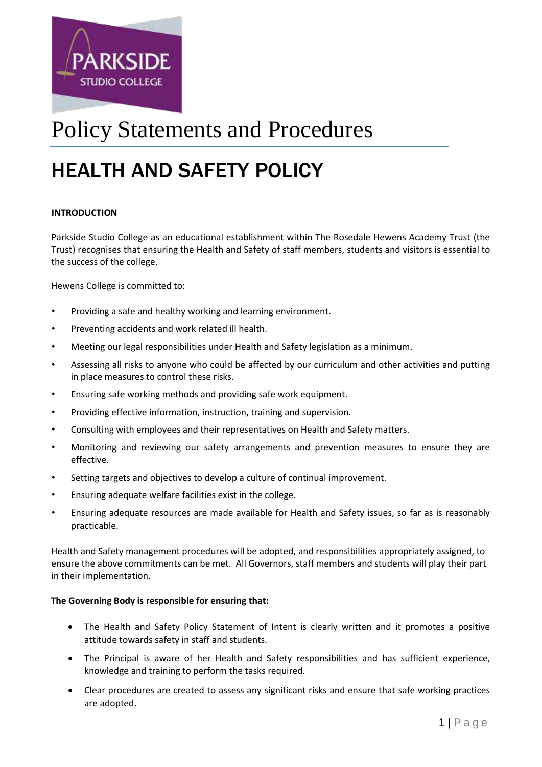# Policy Statements and Procedures

## HEALTH AND SAFETY POLICY

**INTRODUCTION**

Parkside Studio College as an educational establishment within The Rosedale Hewens Academy Trust (the Trust) recognises that ensuring the Health and Safety of staff members, students and visitors is essential to the success of the college.

Hewens College is committed to:

- Providing a safe and healthy working and learning environment.
- Preventing accidents and work related ill health.
- Meeting our legal responsibilities under Health and Safety legislation as a minimum.
- Assessing all risks to anyone who could be affected by our curriculum and other activities and putting in place measures to control these risks.
- Ensuring safe working methods and providing safe work equipment.
- Providing effective information, instruction, training and supervision.
- Consulting with employees and their representatives on Health and Safety matters.
- Monitoring and reviewing our safety arrangements and prevention measures to ensure they are effective.
- Setting targets and objectives to develop a culture of continual improvement.
- Ensuring adequate welfare facilities exist in the college.
- Ensuring adequate resources are made available for Health and Safety issues, so far as is reasonably practicable.

Health and Safety management procedures will be adopted, and responsibilities appropriately assigned, to ensure the above commitments can be met. All Governors, staff members and students will play their part in their implementation.

**The Governing Body is responsible for ensuring that:**

- The Health and Safety Policy Statement of Intent is clearly written and it promotes a positive attitude towards safety in staff and students.
- The Principal is aware of her Health and Safety responsibilities and has sufficient experience, knowledge and training to perform the tasks required.
- Clear procedures are created to assess any significant risks and ensure that safe working practices are adopted.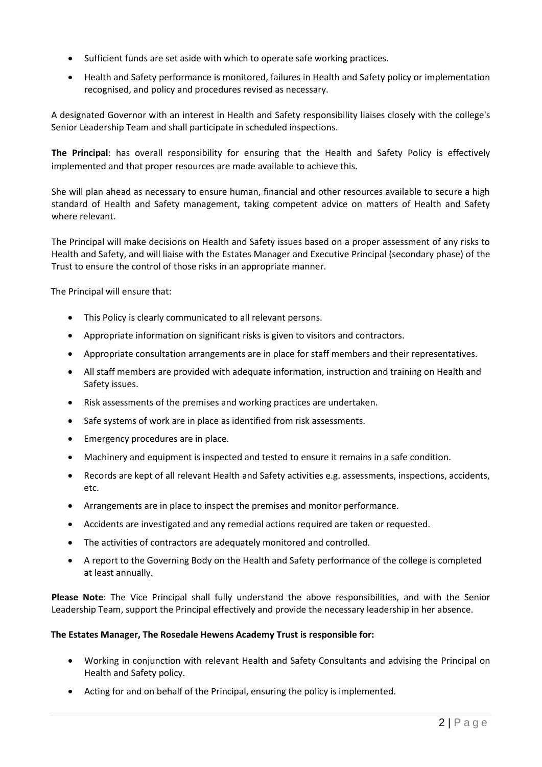- Sufficient funds are set aside with which to operate safe working practices.
- Health and Safety performance is monitored, failures in Health and Safety policy or implementation recognised, and policy and procedures revised as necessary.

A designated Governor with an interest in Health and Safety responsibility liaises closely with the college's Senior Leadership Team and shall participate in scheduled inspections.

**The Principal**: has overall responsibility for ensuring that the Health and Safety Policy is effectively implemented and that proper resources are made available to achieve this.

She will plan ahead as necessary to ensure human, financial and other resources available to secure a high standard of Health and Safety management, taking competent advice on matters of Health and Safety where relevant.

The Principal will make decisions on Health and Safety issues based on a proper assessment of any risks to Health and Safety, and will liaise with the Estates Manager and Executive Principal (secondary phase) of the Trust to ensure the control of those risks in an appropriate manner.

The Principal will ensure that:

- This Policy is clearly communicated to all relevant persons.
- Appropriate information on significant risks is given to visitors and contractors.
- Appropriate consultation arrangements are in place for staff members and their representatives.
- All staff members are provided with adequate information, instruction and training on Health and Safety issues.
- Risk assessments of the premises and working practices are undertaken.
- Safe systems of work are in place as identified from risk assessments.
- Emergency procedures are in place.
- Machinery and equipment is inspected and tested to ensure it remains in a safe condition.
- Records are kept of all relevant Health and Safety activities e.g. assessments, inspections, accidents, etc.
- Arrangements are in place to inspect the premises and monitor performance.
- Accidents are investigated and any remedial actions required are taken or requested.
- The activities of contractors are adequately monitored and controlled.
- A report to the Governing Body on the Health and Safety performance of the college is completed at least annually.

**Please Note**: The Vice Principal shall fully understand the above responsibilities, and with the Senior Leadership Team, support the Principal effectively and provide the necessary leadership in her absence.

**The Estates Manager, The Rosedale Hewens Academy Trust is responsible for:**

- Working in conjunction with relevant Health and Safety Consultants and advising the Principal on Health and Safety policy.
- Acting for and on behalf of the Principal, ensuring the policy is implemented.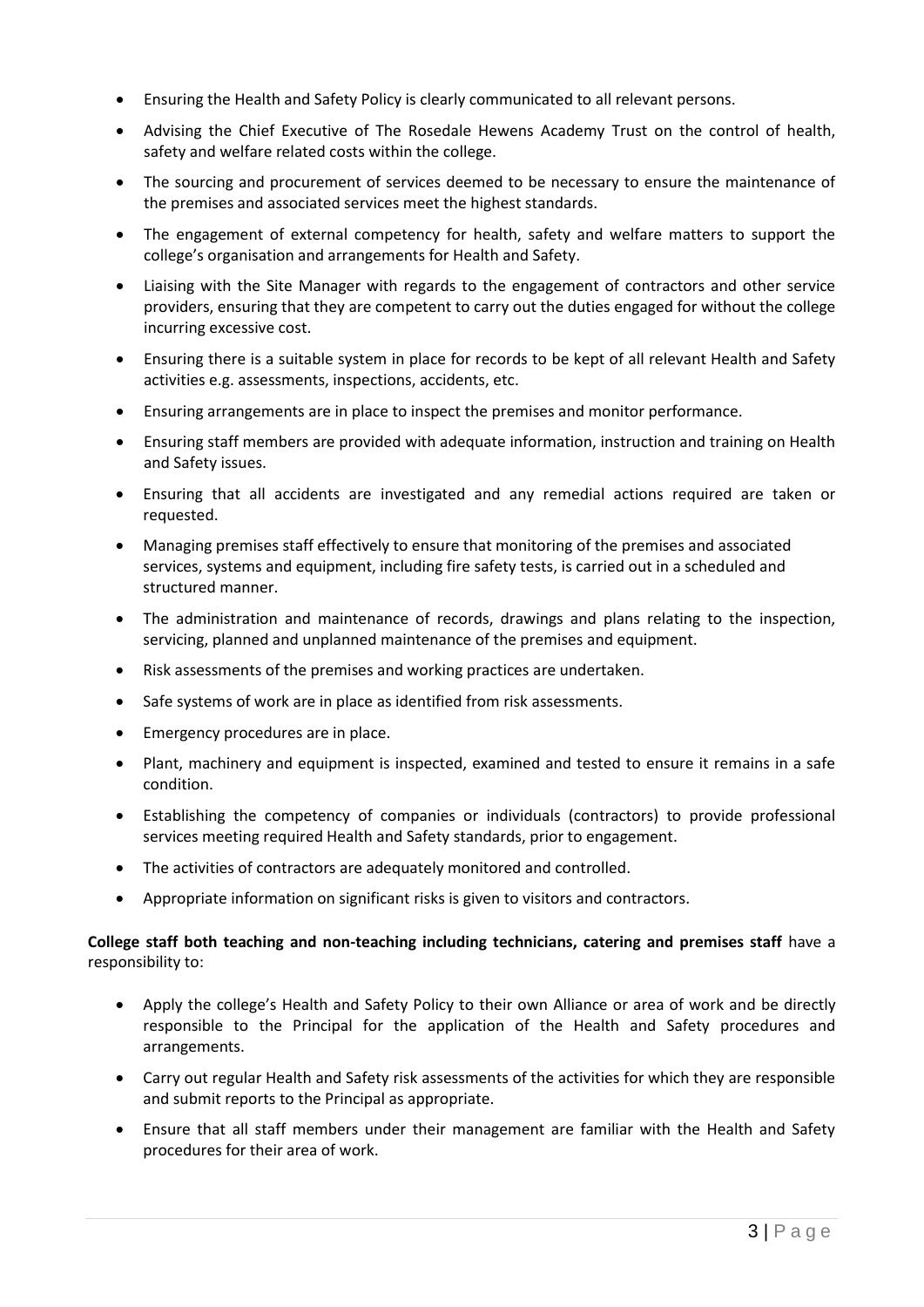- Ensuring the Health and Safety Policy is clearly communicated to all relevant persons.
- Advising the Chief Executive of The Rosedale Hewens Academy Trust on the control of health, safety and welfare related costs within the college.
- The sourcing and procurement of services deemed to be necessary to ensure the maintenance of the premises and associated services meet the highest standards.
- The engagement of external competency for health, safety and welfare matters to support the college's organisation and arrangements for Health and Safety.
- Liaising with the Site Manager with regards to the engagement of contractors and other service providers, ensuring that they are competent to carry out the duties engaged for without the college incurring excessive cost.
- Ensuring there is a suitable system in place for records to be kept of all relevant Health and Safety activities e.g. assessments, inspections, accidents, etc.
- Ensuring arrangements are in place to inspect the premises and monitor performance.
- Ensuring staff members are provided with adequate information, instruction and training on Health and Safety issues.
- Ensuring that all accidents are investigated and any remedial actions required are taken or requested.
- Managing premises staff effectively to ensure that monitoring of the premises and associated services, systems and equipment, including fire safety tests, is carried out in a scheduled and structured manner.
- The administration and maintenance of records, drawings and plans relating to the inspection, servicing, planned and unplanned maintenance of the premises and equipment.
- Risk assessments of the premises and working practices are undertaken.
- Safe systems of work are in place as identified from risk assessments.
- Emergency procedures are in place.
- Plant, machinery and equipment is inspected, examined and tested to ensure it remains in a safe condition.
- Establishing the competency of companies or individuals (contractors) to provide professional services meeting required Health and Safety standards, prior to engagement.
- The activities of contractors are adequately monitored and controlled.
- Appropriate information on significant risks is given to visitors and contractors.

**College staff both teaching and non-teaching including technicians, catering and premises staff** have a responsibility to:

- Apply the college's Health and Safety Policy to their own Alliance or area of work and be directly responsible to the Principal for the application of the Health and Safety procedures and arrangements.
- Carry out regular Health and Safety risk assessments of the activities for which they are responsible and submit reports to the Principal as appropriate.
- Ensure that all staff members under their management are familiar with the Health and Safety procedures for their area of work.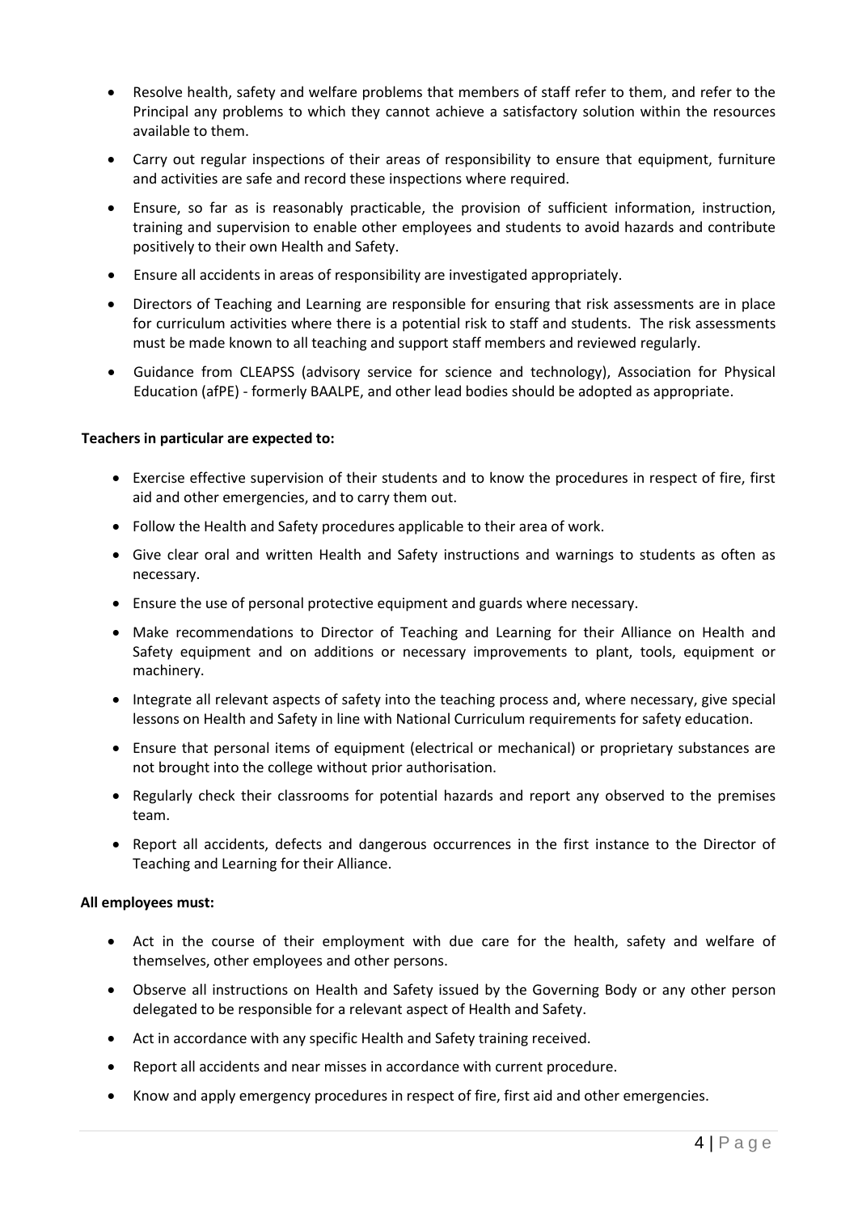- Resolve health, safety and welfare problems that members of staff refer to them, and refer to the Principal any problems to which they cannot achieve a satisfactory solution within the resources available to them.
- Carry out regular inspections of their areas of responsibility to ensure that equipment, furniture and activities are safe and record these inspections where required.
- Ensure, so far as is reasonably practicable, the provision of sufficient information, instruction, training and supervision to enable other employees and students to avoid hazards and contribute positively to their own Health and Safety.
- Ensure all accidents in areas of responsibility are investigated appropriately.
- Directors of Teaching and Learning are responsible for ensuring that risk assessments are in place for curriculum activities where there is a potential risk to staff and students. The risk assessments must be made known to all teaching and support staff members and reviewed regularly.
- Guidance from CLEAPSS (advisory service for science and technology), Association for Physical Education (afPE) - formerly BAALPE, and other lead bodies should be adopted as appropriate.

**Teachers in particular are expected to:**

- Exercise effective supervision of their students and to know the procedures in respect of fire, first aid and other emergencies, and to carry them out.
- Follow the Health and Safety procedures applicable to their area of work.
- Give clear oral and written Health and Safety instructions and warnings to students as often as necessary.
- Ensure the use of personal protective equipment and guards where necessary.
- Make recommendations to Director of Teaching and Learning for their Alliance on Health and Safety equipment and on additions or necessary improvements to plant, tools, equipment or machinery.
- Integrate all relevant aspects of safety into the teaching process and, where necessary, give special lessons on Health and Safety in line with National Curriculum requirements for safety education.
- Ensure that personal items of equipment (electrical or mechanical) or proprietary substances are not brought into the college without prior authorisation.
- Regularly check their classrooms for potential hazards and report any observed to the premises team.
- Report all accidents, defects and dangerous occurrences in the first instance to the Director of Teaching and Learning for their Alliance.

**All employees must:**

- Act in the course of their employment with due care for the health, safety and welfare of themselves, other employees and other persons.
- Observe all instructions on Health and Safety issued by the Governing Body or any other person delegated to be responsible for a relevant aspect of Health and Safety.
- Act in accordance with any specific Health and Safety training received.
- Report all accidents and near misses in accordance with current procedure.
- Know and apply emergency procedures in respect of fire, first aid and other emergencies.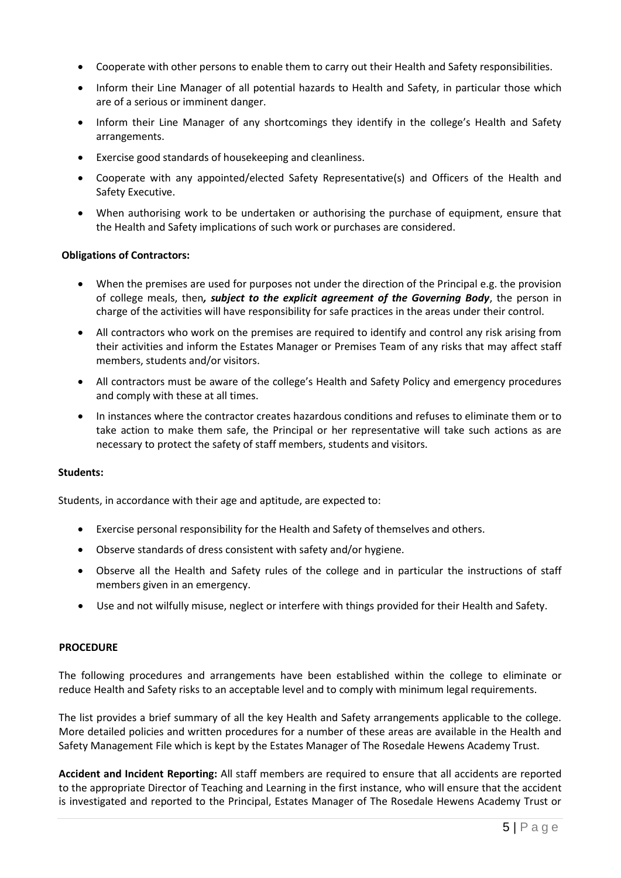- Cooperate with other persons to enable them to carry out their Health and Safety responsibilities.
- Inform their Line Manager of all potential hazards to Health and Safety, in particular those which are of a serious or imminent danger.
- Inform their Line Manager of any shortcomings they identify in the college's Health and Safety arrangements.
- Exercise good standards of housekeeping and cleanliness.
- Cooperate with any appointed/elected Safety Representative(s) and Officers of the Health and Safety Executive.
- When authorising work to be undertaken or authorising the purchase of equipment, ensure that the Health and Safety implications of such work or purchases are considered.

**Obligations of Contractors:**

- When the premises are used for purposes not under the direction of the Principal e.g. the provision of college meals, then***, subject to the explicit agreement of the Governing Body***, the person in charge of the activities will have responsibility for safe practices in the areas under their control.
- All contractors who work on the premises are required to identify and control any risk arising from their activities and inform the Estates Manager or Premises Team of any risks that may affect staff members, students and/or visitors.
- All contractors must be aware of the college's Health and Safety Policy and emergency procedures and comply with these at all times.
- In instances where the contractor creates hazardous conditions and refuses to eliminate them or to take action to make them safe, the Principal or her representative will take such actions as are necessary to protect the safety of staff members, students and visitors.

**Students:**

Students, in accordance with their age and aptitude, are expected to:

- Exercise personal responsibility for the Health and Safety of themselves and others.
- Observe standards of dress consistent with safety and/or hygiene.
- Observe all the Health and Safety rules of the college and in particular the instructions of staff members given in an emergency.
- Use and not wilfully misuse, neglect or interfere with things provided for their Health and Safety.

**PROCEDURE**

The following procedures and arrangements have been established within the college to eliminate or reduce Health and Safety risks to an acceptable level and to comply with minimum legal requirements.

The list provides a brief summary of all the key Health and Safety arrangements applicable to the college. More detailed policies and written procedures for a number of these areas are available in the Health and Safety Management File which is kept by the Estates Manager of The Rosedale Hewens Academy Trust.

**Accident and Incident Reporting:** All staff members are required to ensure that all accidents are reported to the appropriate Director of Teaching and Learning in the first instance, who will ensure that the accident is investigated and reported to the Principal, Estates Manager of The Rosedale Hewens Academy Trust or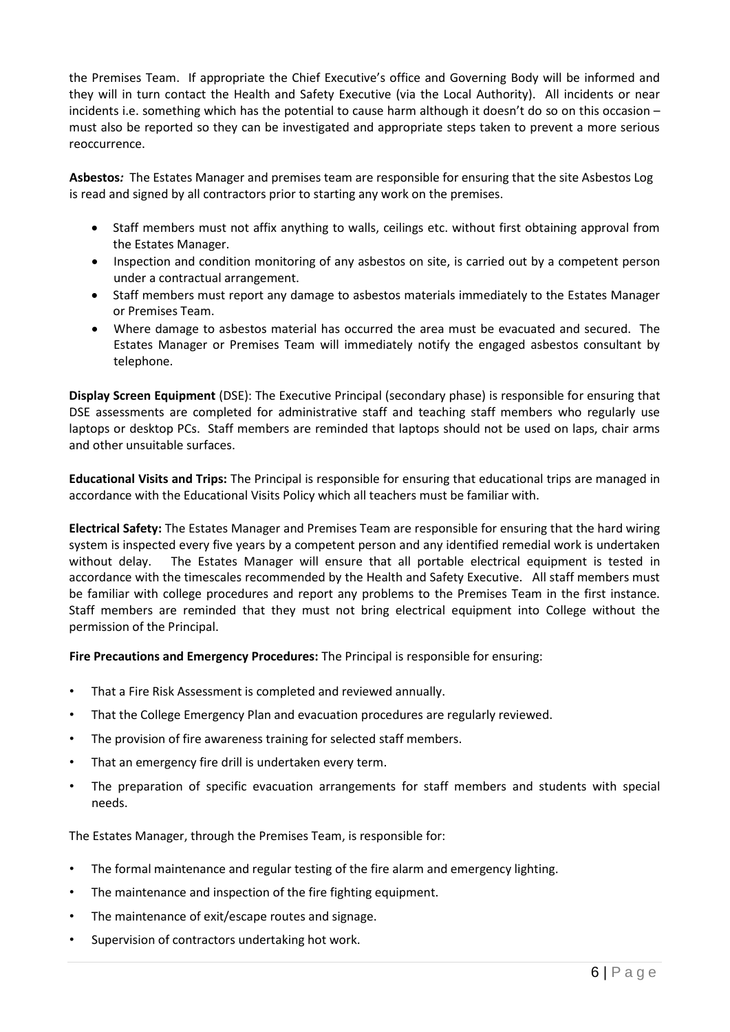the Premises Team. If appropriate the Chief Executive's office and Governing Body will be informed and they will in turn contact the Health and Safety Executive (via the Local Authority). All incidents or near incidents i.e. something which has the potential to cause harm although it doesn't do so on this occasion – must also be reported so they can be investigated and appropriate steps taken to prevent a more serious reoccurrence.

**Asbestos***:* The Estates Manager and premises team are responsible for ensuring that the site Asbestos Log is read and signed by all contractors prior to starting any work on the premises.

- Staff members must not affix anything to walls, ceilings etc. without first obtaining approval from the Estates Manager.
- Inspection and condition monitoring of any asbestos on site, is carried out by a competent person under a contractual arrangement.
- Staff members must report any damage to asbestos materials immediately to the Estates Manager or Premises Team.
- Where damage to asbestos material has occurred the area must be evacuated and secured. The Estates Manager or Premises Team will immediately notify the engaged asbestos consultant by telephone.

**Display Screen Equipment** (DSE): The Executive Principal (secondary phase) is responsible for ensuring that DSE assessments are completed for administrative staff and teaching staff members who regularly use laptops or desktop PCs. Staff members are reminded that laptops should not be used on laps, chair arms and other unsuitable surfaces.

**Educational Visits and Trips:** The Principal is responsible for ensuring that educational trips are managed in accordance with the Educational Visits Policy which all teachers must be familiar with.

**Electrical Safety:** The Estates Manager and Premises Team are responsible for ensuring that the hard wiring system is inspected every five years by a competent person and any identified remedial work is undertaken without delay. The Estates Manager will ensure that all portable electrical equipment is tested in accordance with the timescales recommended by the Health and Safety Executive. All staff members must be familiar with college procedures and report any problems to the Premises Team in the first instance. Staff members are reminded that they must not bring electrical equipment into College without the permission of the Principal.

**Fire Precautions and Emergency Procedures:** The Principal is responsible for ensuring:

- That a Fire Risk Assessment is completed and reviewed annually.
- That the College Emergency Plan and evacuation procedures are regularly reviewed.
- The provision of fire awareness training for selected staff members.
- That an emergency fire drill is undertaken every term.
- The preparation of specific evacuation arrangements for staff members and students with special needs.

The Estates Manager, through the Premises Team, is responsible for:

- The formal maintenance and regular testing of the fire alarm and emergency lighting.
- The maintenance and inspection of the fire fighting equipment.
- The maintenance of exit/escape routes and signage.
- Supervision of contractors undertaking hot work.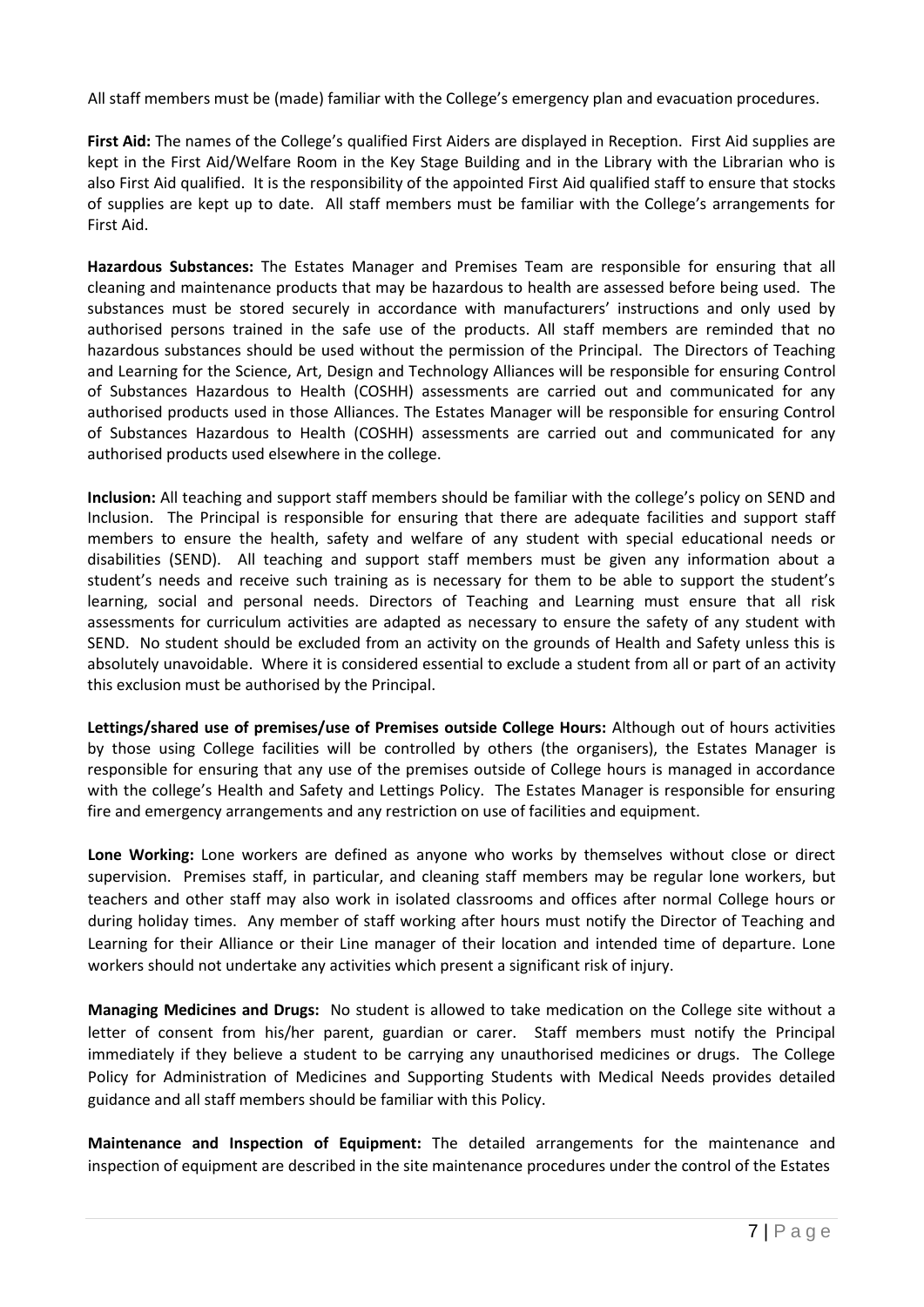All staff members must be (made) familiar with the College's emergency plan and evacuation procedures.

**First Aid:** The names of the College's qualified First Aiders are displayed in Reception. First Aid supplies are kept in the First Aid/Welfare Room in the Key Stage Building and in the Library with the Librarian who is also First Aid qualified. It is the responsibility of the appointed First Aid qualified staff to ensure that stocks of supplies are kept up to date. All staff members must be familiar with the College's arrangements for First Aid.

**Hazardous Substances:** The Estates Manager and Premises Team are responsible for ensuring that all cleaning and maintenance products that may be hazardous to health are assessed before being used. The substances must be stored securely in accordance with manufacturers' instructions and only used by authorised persons trained in the safe use of the products. All staff members are reminded that no hazardous substances should be used without the permission of the Principal. The Directors of Teaching and Learning for the Science, Art, Design and Technology Alliances will be responsible for ensuring Control of Substances Hazardous to Health (COSHH) assessments are carried out and communicated for any authorised products used in those Alliances. The Estates Manager will be responsible for ensuring Control of Substances Hazardous to Health (COSHH) assessments are carried out and communicated for any authorised products used elsewhere in the college.

**Inclusion:** All teaching and support staff members should be familiar with the college's policy on SEND and Inclusion. The Principal is responsible for ensuring that there are adequate facilities and support staff members to ensure the health, safety and welfare of any student with special educational needs or disabilities (SEND). All teaching and support staff members must be given any information about a student's needs and receive such training as is necessary for them to be able to support the student's learning, social and personal needs. Directors of Teaching and Learning must ensure that all risk assessments for curriculum activities are adapted as necessary to ensure the safety of any student with SEND. No student should be excluded from an activity on the grounds of Health and Safety unless this is absolutely unavoidable. Where it is considered essential to exclude a student from all or part of an activity this exclusion must be authorised by the Principal.

**Lettings/shared use of premises/use of Premises outside College Hours:** Although out of hours activities by those using College facilities will be controlled by others (the organisers), the Estates Manager is responsible for ensuring that any use of the premises outside of College hours is managed in accordance with the college's Health and Safety and Lettings Policy. The Estates Manager is responsible for ensuring fire and emergency arrangements and any restriction on use of facilities and equipment.

**Lone Working:** Lone workers are defined as anyone who works by themselves without close or direct supervision. Premises staff, in particular, and cleaning staff members may be regular lone workers, but teachers and other staff may also work in isolated classrooms and offices after normal College hours or during holiday times. Any member of staff working after hours must notify the Director of Teaching and Learning for their Alliance or their Line manager of their location and intended time of departure. Lone workers should not undertake any activities which present a significant risk of injury.

**Managing Medicines and Drugs:** No student is allowed to take medication on the College site without a letter of consent from his/her parent, guardian or carer. Staff members must notify the Principal immediately if they believe a student to be carrying any unauthorised medicines or drugs. The College Policy for Administration of Medicines and Supporting Students with Medical Needs provides detailed guidance and all staff members should be familiar with this Policy.

**Maintenance and Inspection of Equipment:** The detailed arrangements for the maintenance and inspection of equipment are described in the site maintenance procedures under the control of the Estates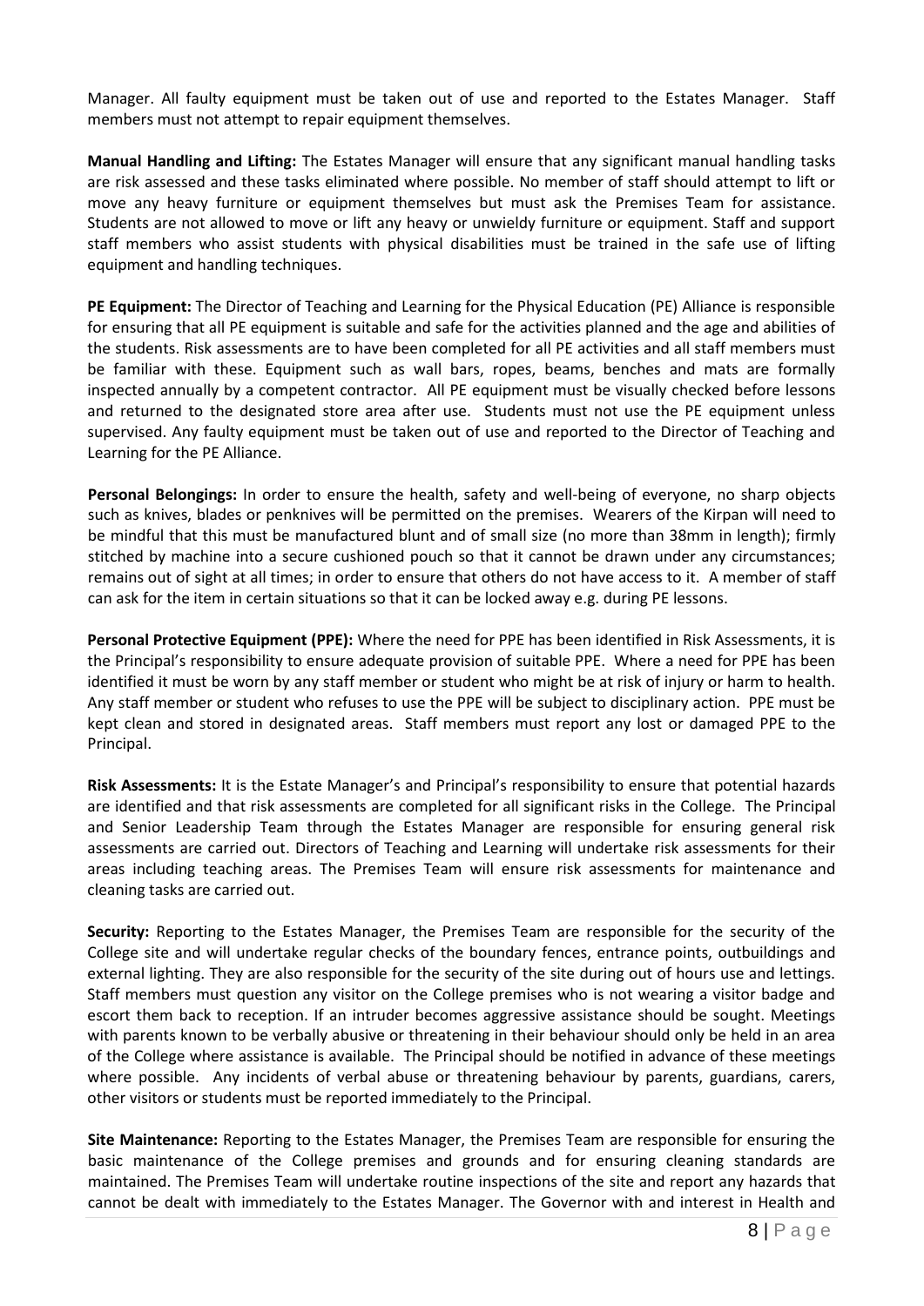Manager. All faulty equipment must be taken out of use and reported to the Estates Manager. Staff members must not attempt to repair equipment themselves.

**Manual Handling and Lifting:** The Estates Manager will ensure that any significant manual handling tasks are risk assessed and these tasks eliminated where possible. No member of staff should attempt to lift or move any heavy furniture or equipment themselves but must ask the Premises Team for assistance. Students are not allowed to move or lift any heavy or unwieldy furniture or equipment. Staff and support staff members who assist students with physical disabilities must be trained in the safe use of lifting equipment and handling techniques.

**PE Equipment:** The Director of Teaching and Learning for the Physical Education (PE) Alliance is responsible for ensuring that all PE equipment is suitable and safe for the activities planned and the age and abilities of the students. Risk assessments are to have been completed for all PE activities and all staff members must be familiar with these. Equipment such as wall bars, ropes, beams, benches and mats are formally inspected annually by a competent contractor. All PE equipment must be visually checked before lessons and returned to the designated store area after use. Students must not use the PE equipment unless supervised. Any faulty equipment must be taken out of use and reported to the Director of Teaching and Learning for the PE Alliance.

**Personal Belongings:** In order to ensure the health, safety and well-being of everyone, no sharp objects such as knives, blades or penknives will be permitted on the premises. Wearers of the Kirpan will need to be mindful that this must be manufactured blunt and of small size (no more than 38mm in length); firmly stitched by machine into a secure cushioned pouch so that it cannot be drawn under any circumstances; remains out of sight at all times; in order to ensure that others do not have access to it. A member of staff can ask for the item in certain situations so that it can be locked away e.g. during PE lessons.

**Personal Protective Equipment (PPE):** Where the need for PPE has been identified in Risk Assessments, it is the Principal's responsibility to ensure adequate provision of suitable PPE. Where a need for PPE has been identified it must be worn by any staff member or student who might be at risk of injury or harm to health. Any staff member or student who refuses to use the PPE will be subject to disciplinary action. PPE must be kept clean and stored in designated areas. Staff members must report any lost or damaged PPE to the Principal.

**Risk Assessments:** It is the Estate Manager's and Principal's responsibility to ensure that potential hazards are identified and that risk assessments are completed for all significant risks in the College. The Principal and Senior Leadership Team through the Estates Manager are responsible for ensuring general risk assessments are carried out. Directors of Teaching and Learning will undertake risk assessments for their areas including teaching areas. The Premises Team will ensure risk assessments for maintenance and cleaning tasks are carried out.

**Security:** Reporting to the Estates Manager, the Premises Team are responsible for the security of the College site and will undertake regular checks of the boundary fences, entrance points, outbuildings and external lighting. They are also responsible for the security of the site during out of hours use and lettings. Staff members must question any visitor on the College premises who is not wearing a visitor badge and escort them back to reception. If an intruder becomes aggressive assistance should be sought. Meetings with parents known to be verbally abusive or threatening in their behaviour should only be held in an area of the College where assistance is available. The Principal should be notified in advance of these meetings where possible. Any incidents of verbal abuse or threatening behaviour by parents, guardians, carers, other visitors or students must be reported immediately to the Principal.

**Site Maintenance:** Reporting to the Estates Manager, the Premises Team are responsible for ensuring the basic maintenance of the College premises and grounds and for ensuring cleaning standards are maintained. The Premises Team will undertake routine inspections of the site and report any hazards that cannot be dealt with immediately to the Estates Manager. The Governor with and interest in Health and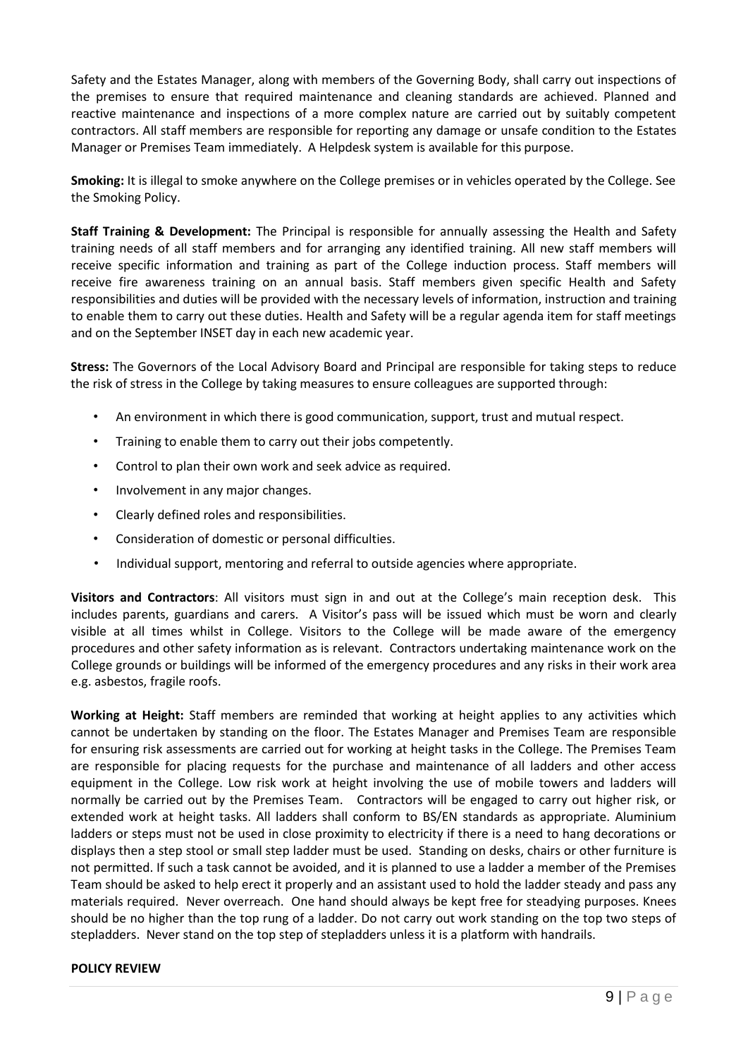Safety and the Estates Manager, along with members of the Governing Body, shall carry out inspections of the premises to ensure that required maintenance and cleaning standards are achieved. Planned and reactive maintenance and inspections of a more complex nature are carried out by suitably competent contractors. All staff members are responsible for reporting any damage or unsafe condition to the Estates Manager or Premises Team immediately. A Helpdesk system is available for this purpose.

**Smoking:** It is illegal to smoke anywhere on the College premises or in vehicles operated by the College. See the Smoking Policy.

**Staff Training & Development:** The Principal is responsible for annually assessing the Health and Safety training needs of all staff members and for arranging any identified training. All new staff members will receive specific information and training as part of the College induction process. Staff members will receive fire awareness training on an annual basis. Staff members given specific Health and Safety responsibilities and duties will be provided with the necessary levels of information, instruction and training to enable them to carry out these duties. Health and Safety will be a regular agenda item for staff meetings and on the September INSET day in each new academic year.

**Stress:** The Governors of the Local Advisory Board and Principal are responsible for taking steps to reduce the risk of stress in the College by taking measures to ensure colleagues are supported through:

- An environment in which there is good communication, support, trust and mutual respect.
- Training to enable them to carry out their jobs competently.
- Control to plan their own work and seek advice as required.
- Involvement in any major changes.
- Clearly defined roles and responsibilities.
- Consideration of domestic or personal difficulties.
- Individual support, mentoring and referral to outside agencies where appropriate.

**Visitors and Contractors**: All visitors must sign in and out at the College's main reception desk. This includes parents, guardians and carers. A Visitor's pass will be issued which must be worn and clearly visible at all times whilst in College. Visitors to the College will be made aware of the emergency procedures and other safety information as is relevant. Contractors undertaking maintenance work on the College grounds or buildings will be informed of the emergency procedures and any risks in their work area e.g. asbestos, fragile roofs.

**Working at Height:** Staff members are reminded that working at height applies to any activities which cannot be undertaken by standing on the floor. The Estates Manager and Premises Team are responsible for ensuring risk assessments are carried out for working at height tasks in the College. The Premises Team are responsible for placing requests for the purchase and maintenance of all ladders and other access equipment in the College. Low risk work at height involving the use of mobile towers and ladders will normally be carried out by the Premises Team. Contractors will be engaged to carry out higher risk, or extended work at height tasks. All ladders shall conform to BS/EN standards as appropriate. Aluminium ladders or steps must not be used in close proximity to electricity if there is a need to hang decorations or displays then a step stool or small step ladder must be used. Standing on desks, chairs or other furniture is not permitted. If such a task cannot be avoided, and it is planned to use a ladder a member of the Premises Team should be asked to help erect it properly and an assistant used to hold the ladder steady and pass any materials required. Never overreach. One hand should always be kept free for steadying purposes. Knees should be no higher than the top rung of a ladder. Do not carry out work standing on the top two steps of stepladders. Never stand on the top step of stepladders unless it is a platform with handrails.

**POLICY REVIEW**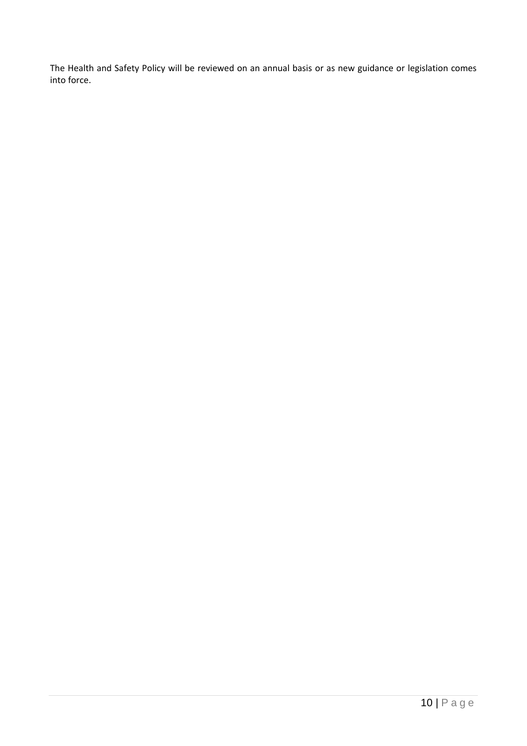The Health and Safety Policy will be reviewed on an annual basis or as new guidance or legislation comes into force.